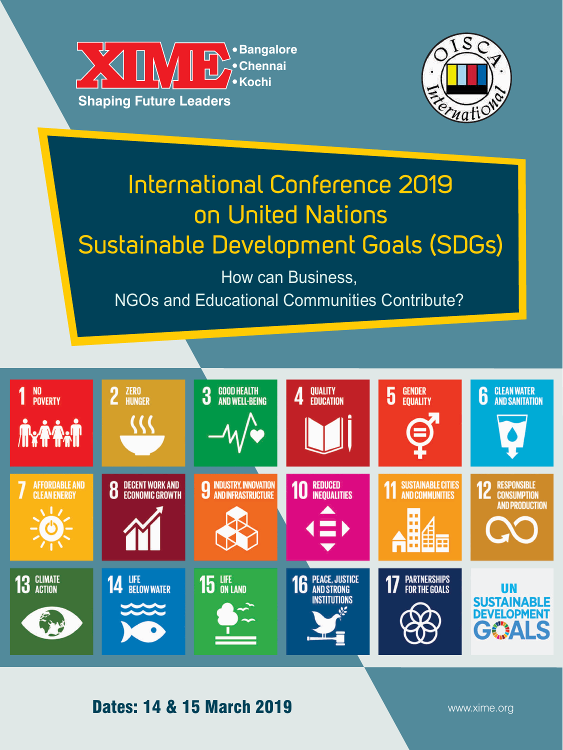XIME • Bangalore • Chennai • Kochi

Shaping Future Leaders

OISCA International

# International Conference 2019 on United Nations Sustainable Development Goals (SDGs)

## How can Business, NGOs and Educational Communities Contribute?

1 NO POVERTY

2 ZERO HUNGER

3 GOOD HEALTH AND WELL-BEING

4 QUALITY EDUCATION

5 GENDER EQUALITY

6 CLEAN WATER AND SANITATION

7 AFFORDABLE AND CLEAN ENERGY

8 DECENT WORK AND ECONOMIC GROWTH

9 INDUSTRY, INNOVATION AND INFRASTRUCTURE

10 REDUCED INEQUALITIES

11 SUSTAINABLE CITIES AND COMMUNITIES

12 RESPONSIBLE CONSUMPTION AND PRODUCTION

13 CLIMATE ACTION

14 LIFE BELOW WATER

15 LIFE ON LAND

16 PEACE, JUSTICE AND STRONG INSTITUTIONS

17 PARTNERSHIPS FOR THE GOALS

UN SUSTAINABLE DEVELOPMENT GOALS

**Dates: 14 & 15 March 2019**

www.xime.org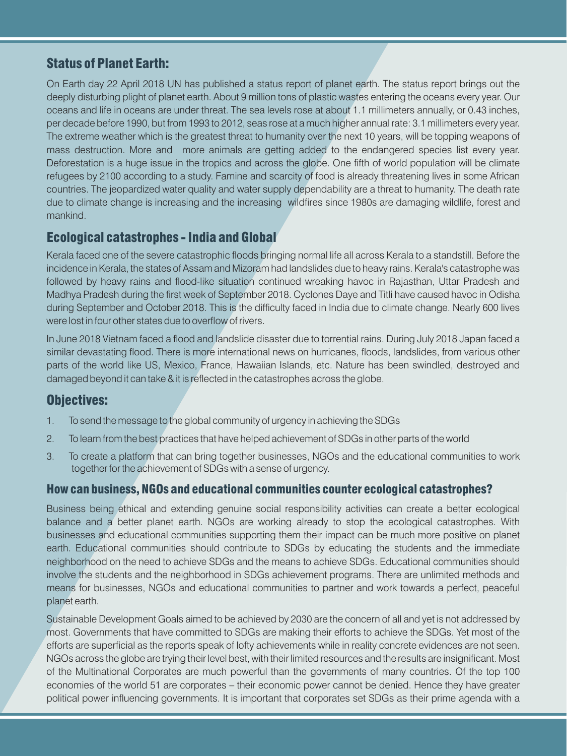## Status of Planet Earth:

On Earth day 22 April 2018 UN has published a status report of planet earth. The status report brings out the deeply disturbing plight of planet earth. About 9 million tons of plastic wastes entering the oceans every year. Our oceans and life in oceans are under threat. The sea levels rose at about 1.1 millimeters annually, or 0.43 inches, per decade before 1990, but from 1993 to 2012, seas rose at a much higher annual rate: 3.1 millimeters every year. The extreme weather which is the greatest threat to humanity over the next 10 years, will be topping weapons of mass destruction. More and more animals are getting added to the endangered species list every year. Deforestation is a huge issue in the tropics and across the globe. One fifth of world population will be climate refugees by 2100 according to a study. Famine and scarcity of food is already threatening lives in some African countries. The jeopardized water quality and water supply dependability are a threat to humanity. The death rate due to climate change is increasing and the increasing wildfires since 1980s are damaging wildlife, forest and mankind.

## Ecological catastrophes - India and Global

Kerala faced one of the severe catastrophic floods bringing normal life all across Kerala to a standstill. Before the incidence in Kerala, the states of Assam and Mizoram had landslides due to heavy rains. Kerala's catastrophe was followed by heavy rains and flood-like situation continued wreaking havoc in Rajasthan, Uttar Pradesh and Madhya Pradesh during the first week of September 2018. Cyclones Daye and Titli have caused havoc in Odisha during September and October 2018. This is the difficulty faced in India due to climate change. Nearly 600 lives were lost in four other states due to overflow of rivers.

In June 2018 Vietnam faced a flood and landslide disaster due to torrential rains. During July 2018 Japan faced a similar devastating flood. There is more international news on hurricanes, floods, landslides, from various other parts of the world like US, Mexico, France, Hawaiian Islands, etc. Nature has been swindled, destroyed and damaged beyond it can take & it is reflected in the catastrophes across the globe.

## Objectives:

1. To send the message to the global community of urgency in achieving the SDGs
2. To learn from the best practices that have helped achievement of SDGs in other parts of the world
3. To create a platform that can bring together businesses, NGOs and the educational communities to work together for the achievement of SDGs with a sense of urgency.

## How can business, NGOs and educational communities counter ecological catastrophes?

Business being ethical and extending genuine social responsibility activities can create a better ecological balance and a better planet earth. NGOs are working already to stop the ecological catastrophes. With businesses and educational communities supporting them their impact can be much more positive on planet earth. Educational communities should contribute to SDGs by educating the students and the immediate neighborhood on the need to achieve SDGs and the means to achieve SDGs. Educational communities should involve the students and the neighborhood in SDGs achievement programs. There are unlimited methods and means for businesses, NGOs and educational communities to partner and work towards a perfect, peaceful planet earth.

Sustainable Development Goals aimed to be achieved by 2030 are the concern of all and yet is not addressed by most. Governments that have committed to SDGs are making their efforts to achieve the SDGs. Yet most of the efforts are superficial as the reports speak of lofty achievements while in reality concrete evidences are not seen. NGOs across the globe are trying their level best, with their limited resources and the results are insignificant. Most of the Multinational Corporates are much powerful than the governments of many countries. Of the top 100 economies of the world 51 are corporates – their economic power cannot be denied. Hence they have greater political power influencing governments. It is important that corporates set SDGs as their prime agenda with a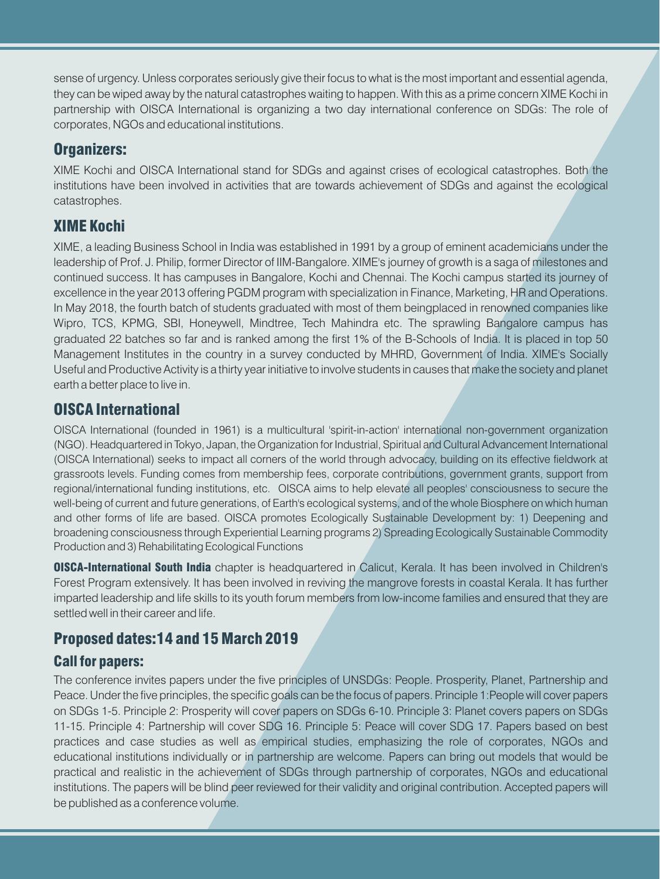sense of urgency. Unless corporates seriously give their focus to what is the most important and essential agenda, they can be wiped away by the natural catastrophes waiting to happen. With this as a prime concern XIME Kochi in partnership with OISCA International is organizing a two day international conference on SDGs: The role of corporates, NGOs and educational institutions.

## Organizers:

XIME Kochi and OISCA International stand for SDGs and against crises of ecological catastrophes. Both the institutions have been involved in activities that are towards achievement of SDGs and against the ecological catastrophes.

## XIME Kochi

XIME, a leading Business School in India was established in 1991 by a group of eminent academicians under the leadership of Prof. J. Philip, former Director of IIM-Bangalore. XIME's journey of growth is a saga of milestones and continued success. It has campuses in Bangalore, Kochi and Chennai. The Kochi campus started its journey of excellence in the year 2013 offering PGDM program with specialization in Finance, Marketing, HR and Operations. In May 2018, the fourth batch of students graduated with most of them beingplaced in renowned companies like Wipro, TCS, KPMG, SBI, Honeywell, Mindtree, Tech Mahindra etc. The sprawling Bangalore campus has graduated 22 batches so far and is ranked among the first 1% of the B-Schools of India. It is placed in top 50 Management Institutes in the country in a survey conducted by MHRD, Government of India. XIME's Socially Useful and Productive Activity is a thirty year initiative to involve students in causes that make the society and planet earth a better place to live in.

## OISCA International

OISCA International (founded in 1961) is a multicultural 'spirit-in-action' international non-government organization (NGO). Headquartered in Tokyo, Japan, the Organization for Industrial, Spiritual and Cultural Advancement International (OISCA International) seeks to impact all corners of the world through advocacy, building on its effective fieldwork at grassroots levels. Funding comes from membership fees, corporate contributions, government grants, support from regional/international funding institutions, etc. OISCA aims to help elevate all peoples' consciousness to secure the well-being of current and future generations, of Earth's ecological systems, and of the whole Biosphere on which human and other forms of life are based. OISCA promotes Ecologically Sustainable Development by: 1) Deepening and broadening consciousness through Experiential Learning programs 2) Spreading Ecologically Sustainable Commodity Production and 3) Rehabilitating Ecological Functions

**OISCA-International South India** chapter is headquartered in Calicut, Kerala. It has been involved in Children's Forest Program extensively. It has been involved in reviving the mangrove forests in coastal Kerala. It has further imparted leadership and life skills to its youth forum members from low-income families and ensured that they are settled well in their career and life.

## Proposed dates:14 and 15 March 2019

### Call for papers:

The conference invites papers under the five principles of UNSDGs: People. Prosperity, Planet, Partnership and Peace. Under the five principles, the specific goals can be the focus of papers. Principle 1:People will cover papers on SDGs 1-5. Principle 2: Prosperity will cover papers on SDGs 6-10. Principle 3: Planet covers papers on SDGs 11-15. Principle 4: Partnership will cover SDG 16. Principle 5: Peace will cover SDG 17. Papers based on best practices and case studies as well as empirical studies, emphasizing the role of corporates, NGOs and educational institutions individually or in partnership are welcome. Papers can bring out models that would be practical and realistic in the achievement of SDGs through partnership of corporates, NGOs and educational institutions. The papers will be blind peer reviewed for their validity and original contribution. Accepted papers will be published as a conference volume.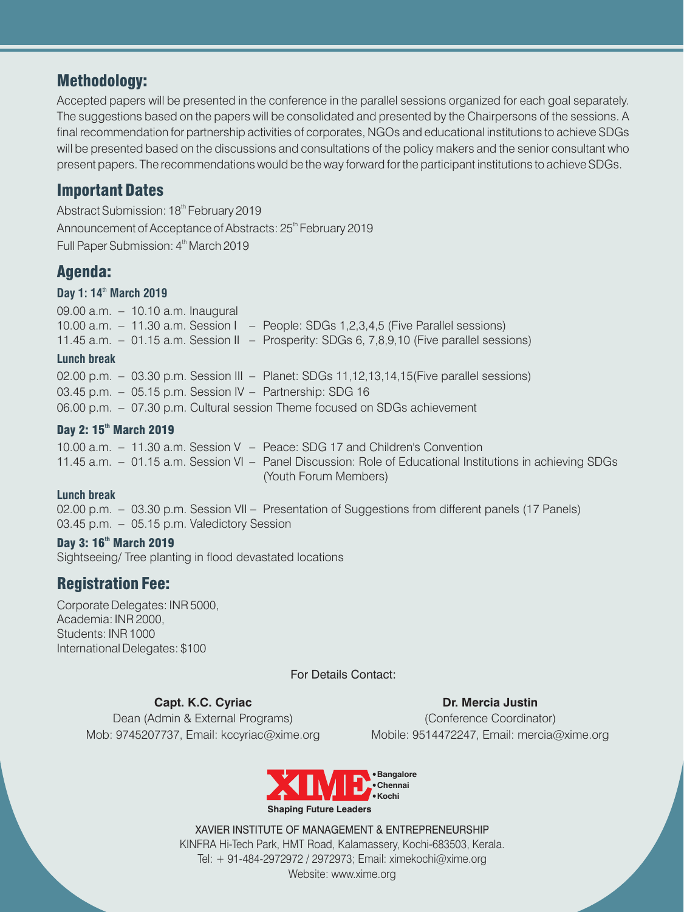## Methodology:

Accepted papers will be presented in the conference in the parallel sessions organized for each goal separately. The suggestions based on the papers will be consolidated and presented by the Chairpersons of the sessions. A final recommendation for partnership activities of corporates, NGOs and educational institutions to achieve SDGs will be presented based on the discussions and consultations of the policy makers and the senior consultant who present papers. The recommendations would be the way forward for the participant institutions to achieve SDGs.

## Important Dates

Abstract Submission: 18th February 2019

Announcement of Acceptance of Abstracts: 25th February 2019

Full Paper Submission: 4th March 2019

## Agenda:

### Day 1: 14th March 2019

09.00 a.m. – 10.10 a.m. Inaugural

10.00 a.m. – 11.30 a.m. Session I – People: SDGs 1,2,3,4,5 (Five Parallel sessions)

11.45 a.m. – 01.15 a.m. Session II – Prosperity: SDGs 6, 7,8,9,10 (Five parallel sessions)

**Lunch break**

02.00 p.m. – 03.30 p.m. Session III – Planet: SDGs 11,12,13,14,15(Five parallel sessions)

03.45 p.m. – 05.15 p.m. Session IV – Partnership: SDG 16

06.00 p.m. – 07.30 p.m. Cultural session Theme focused on SDGs achievement

### Day 2: 15th March 2019

10.00 a.m. – 11.30 a.m. Session V – Peace: SDG 17 and Children's Convention

11.45 a.m. – 01.15 a.m. Session VI – Panel Discussion: Role of Educational Institutions in achieving SDGs (Youth Forum Members)

**Lunch break**

02.00 p.m. – 03.30 p.m. Session VII – Presentation of Suggestions from different panels (17 Panels)

03.45 p.m. – 05.15 p.m. Valedictory Session

### Day 3: 16th March 2019

Sightseeing/ Tree planting in flood devastated locations

## Registration Fee:

Corporate Delegates: INR 5000,
Academia: INR 2000,
Students: INR 1000
International Delegates: $100

For Details Contact:

**Capt. K.C. Cyriac**
Dean (Admin & External Programs)
Mob: 9745207737, Email: kccyriac@xime.org

**Dr. Mercia Justin**
(Conference Coordinator)
Mobile: 9514472247, Email: mercia@xime.org

XIME • Bangalore • Chennai • Kochi
Shaping Future Leaders

XAVIER INSTITUTE OF MANAGEMENT & ENTREPRENEURSHIP
KINFRA Hi-Tech Park, HMT Road, Kalamassery, Kochi-683503, Kerala.
Tel: + 91-484-2972972 / 2972973; Email: ximekochi@xime.org
Website: www.xime.org